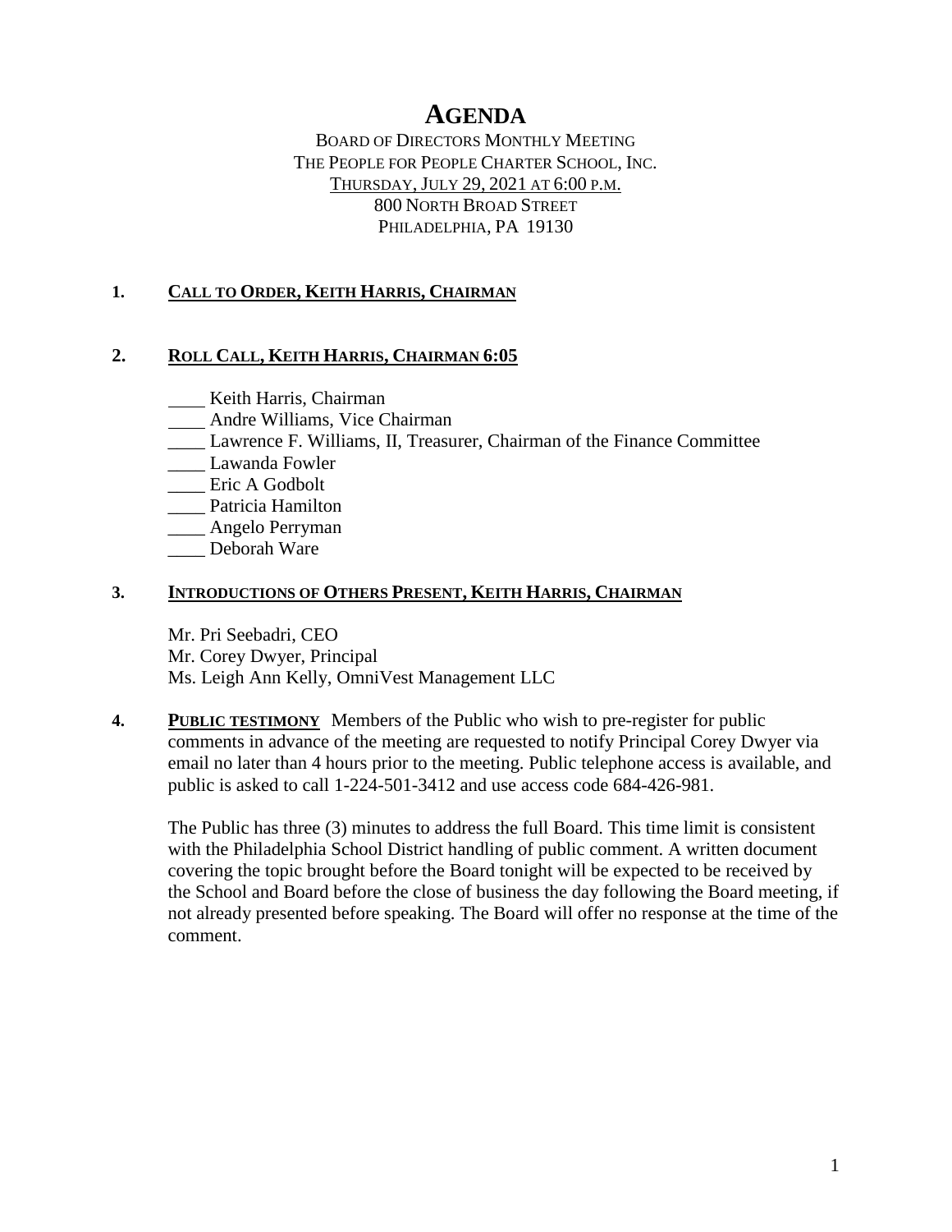# AGENDA

BOARD OF DIRECTORS MONTHLY MEETING
THE PEOPLE FOR PEOPLE CHARTER SCHOOL, INC.
THURSDAY, JULY 29, 2021 AT 6:00 P.M.
800 NORTH BROAD STREET
PHILADELPHIA, PA 19130

**1. CALL TO ORDER, KEITH HARRIS, CHAIRMAN**

**2. ROLL CALL, KEITH HARRIS, CHAIRMAN 6:05**

____ Keith Harris, Chairman
____ Andre Williams, Vice Chairman
____ Lawrence F. Williams, II, Treasurer, Chairman of the Finance Committee
____ Lawanda Fowler
____ Eric A Godbolt
____ Patricia Hamilton
____ Angelo Perryman
____ Deborah Ware

**3. INTRODUCTIONS OF OTHERS PRESENT, KEITH HARRIS, CHAIRMAN**

Mr. Pri Seebadri, CEO
Mr. Corey Dwyer, Principal
Ms. Leigh Ann Kelly, OmniVest Management LLC

**4. PUBLIC TESTIMONY** Members of the Public who wish to pre-register for public comments in advance of the meeting are requested to notify Principal Corey Dwyer via email no later than 4 hours prior to the meeting. Public telephone access is available, and public is asked to call 1-224-501-3412 and use access code 684-426-981.

The Public has three (3) minutes to address the full Board. This time limit is consistent with the Philadelphia School District handling of public comment. A written document covering the topic brought before the Board tonight will be expected to be received by the School and Board before the close of business the day following the Board meeting, if not already presented before speaking. The Board will offer no response at the time of the comment.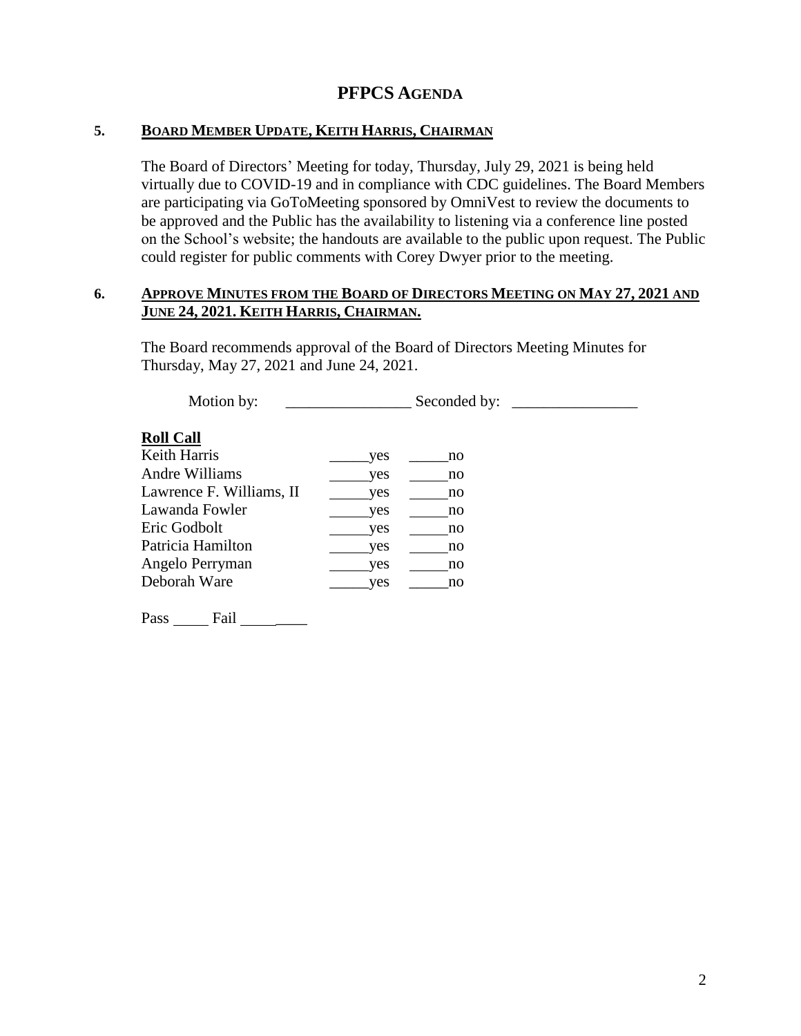# PFPCS AGENDA

## 5. BOARD MEMBER UPDATE, KEITH HARRIS, CHAIRMAN

The Board of Directors' Meeting for today, Thursday, July 29, 2021 is being held virtually due to COVID-19 and in compliance with CDC guidelines. The Board Members are participating via GoToMeeting sponsored by OmniVest to review the documents to be approved and the Public has the availability to listening via a conference line posted on the School's website; the handouts are available to the public upon request. The Public could register for public comments with Corey Dwyer prior to the meeting.

## 6. APPROVE MINUTES FROM THE BOARD OF DIRECTORS MEETING ON MAY 27, 2021 AND JUNE 24, 2021. KEITH HARRIS, CHAIRMAN.

The Board recommends approval of the Board of Directors Meeting Minutes for Thursday, May 27, 2021 and June 24, 2021.

Motion by: ________________ Seconded by: ________________

**Roll Call**

| | | |
|---|---|---|
| Keith Harris | _____yes | _____no |
| Andre Williams | _____yes | _____no |
| Lawrence F. Williams, II | _____yes | _____no |
| Lawanda Fowler | _____yes | _____no |
| Eric Godbolt | _____yes | _____no |
| Patricia Hamilton | _____yes | _____no |
| Angelo Perryman | _____yes | _____no |
| Deborah Ware | _____yes | _____no |

Pass _____ Fail _________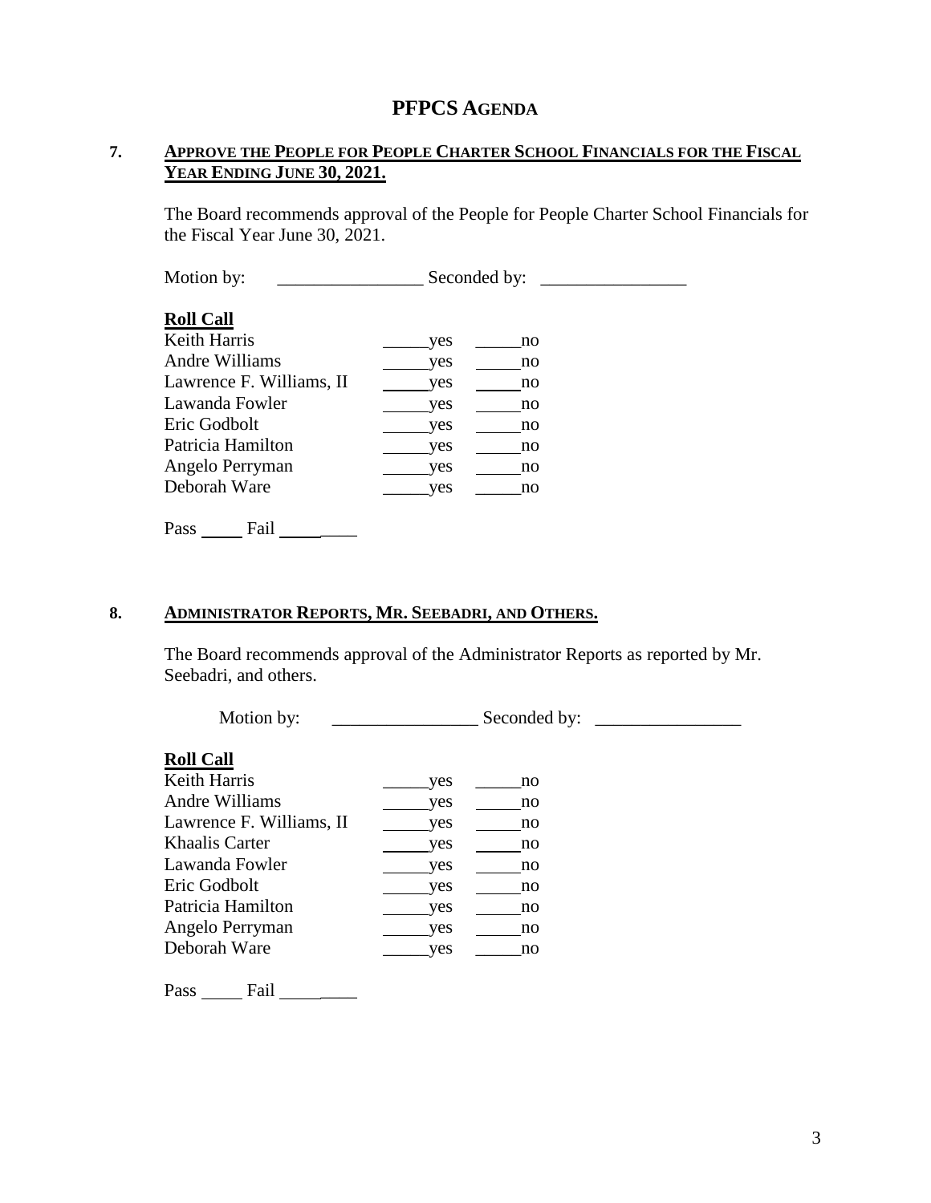# PFPCS AGENDA

**7. APPROVE THE PEOPLE FOR PEOPLE CHARTER SCHOOL FINANCIALS FOR THE FISCAL YEAR ENDING JUNE 30, 2021.**

The Board recommends approval of the People for People Charter School Financials for the Fiscal Year June 30, 2021.

Motion by: ________________ Seconded by: ________________

**Roll Call**

| | | |
|---|---|---|
| Keith Harris | _____yes | _____no |
| Andre Williams | _____yes | _____no |
| Lawrence F. Williams, II | _____yes | _____no |
| Lawanda Fowler | _____yes | _____no |
| Eric Godbolt | _____yes | _____no |
| Patricia Hamilton | _____yes | _____no |
| Angelo Perryman | _____yes | _____no |
| Deborah Ware | _____yes | _____no |

Pass _____ Fail _________

**8. ADMINISTRATOR REPORTS, MR. SEEBADRI, AND OTHERS.**

The Board recommends approval of the Administrator Reports as reported by Mr. Seebadri, and others.

Motion by: ________________ Seconded by: ________________

**Roll Call**

| | | |
|---|---|---|
| Keith Harris | _____yes | _____no |
| Andre Williams | _____yes | _____no |
| Lawrence F. Williams, II | _____yes | _____no |
| Khaalis Carter | _____yes | _____no |
| Lawanda Fowler | _____yes | _____no |
| Eric Godbolt | _____yes | _____no |
| Patricia Hamilton | _____yes | _____no |
| Angelo Perryman | _____yes | _____no |
| Deborah Ware | _____yes | _____no |

Pass _____ Fail _________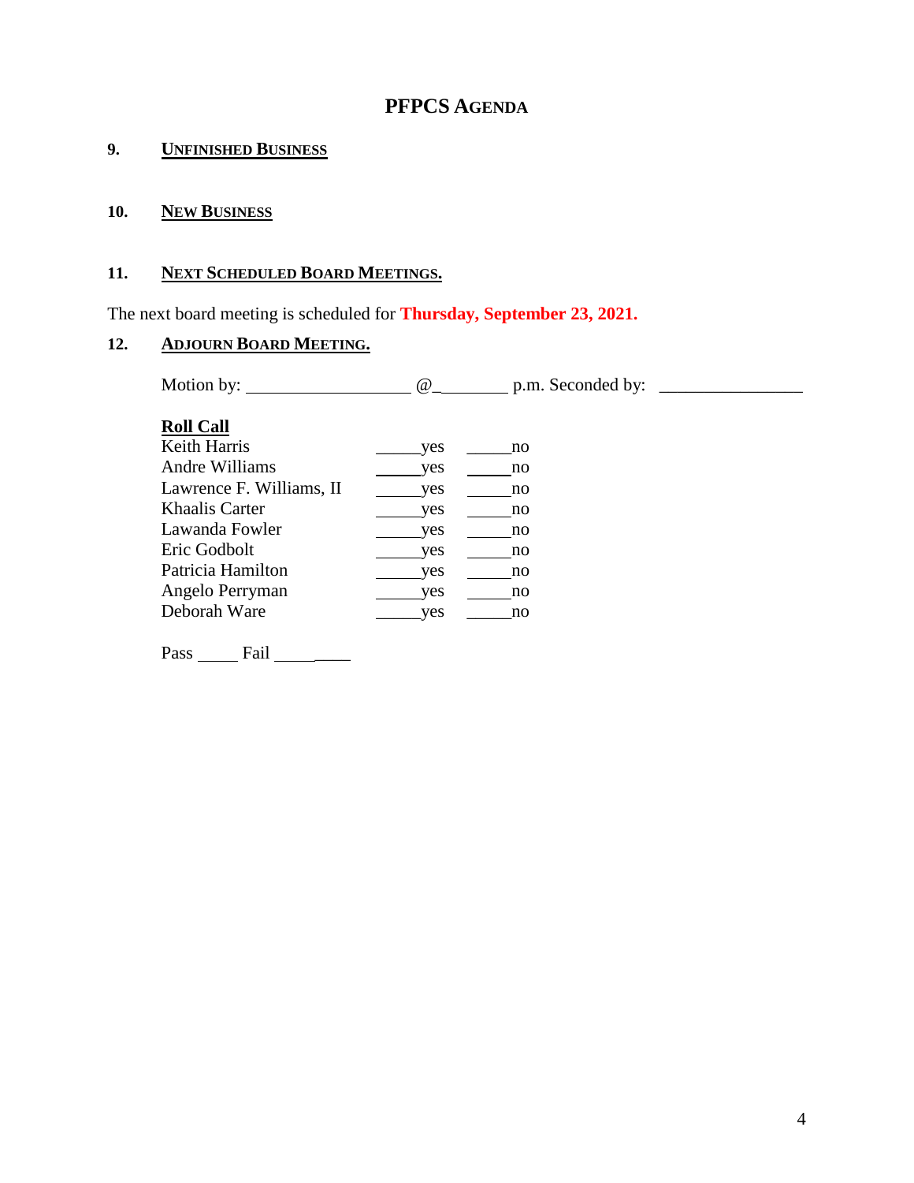# PFPCS AGENDA

## 9. UNFINISHED BUSINESS

## 10. NEW BUSINESS

## 11. NEXT SCHEDULED BOARD MEETINGS.

The next board meeting is scheduled for **Thursday, September 23, 2021.**

## 12. ADJOURN BOARD MEETING.

Motion by: __________________ @________ p.m. Seconded by: ________________

**Roll Call**

| | | |
|---|---|---|
| Keith Harris | _____yes | _____no |
| Andre Williams | _____yes | _____no |
| Lawrence F. Williams, II | _____yes | _____no |
| Khaalis Carter | _____yes | _____no |
| Lawanda Fowler | _____yes | _____no |
| Eric Godbolt | _____yes | _____no |
| Patricia Hamilton | _____yes | _____no |
| Angelo Perryman | _____yes | _____no |
| Deborah Ware | _____yes | _____no |

Pass _____ Fail _________